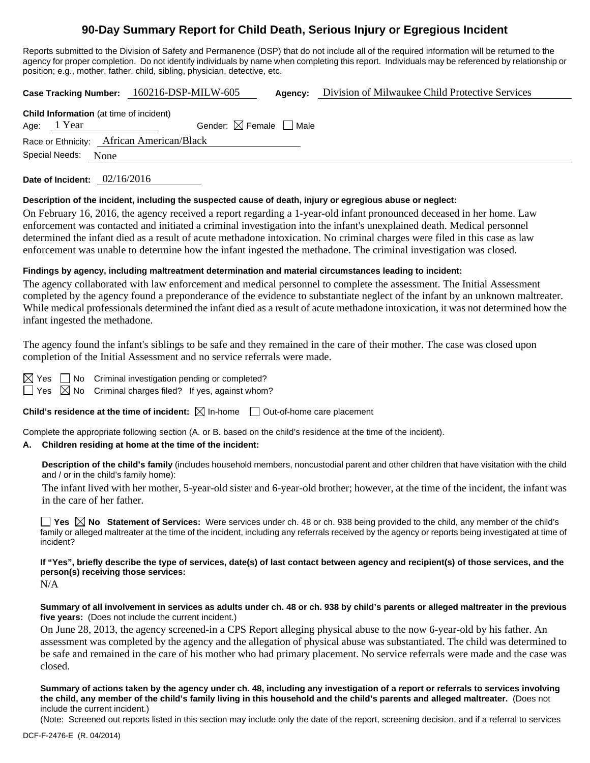# 90-Day Summary Report for Child Death, Serious Injury or Egregious Incident

Reports submitted to the Division of Safety and Permanence (DSP) that do not include all of the required information will be returned to the agency for proper completion. Do not identify individuals by name when completing this report. Individuals may be referenced by relationship or position; e.g., mother, father, child, sibling, physician, detective, etc.

**Case Tracking Number:** 160216-DSP-MILW-605 **Agency:** Division of Milwaukee Child Protective Services

**Child Information** (at time of incident)

Age: 1 Year Gender: ☒ Female ☐ Male

Race or Ethnicity: African American/Black

Special Needs: None

**Date of Incident:** 02/16/2016

**Description of the incident, including the suspected cause of death, injury or egregious abuse or neglect:**

On February 16, 2016, the agency received a report regarding a 1-year-old infant pronounced deceased in her home. Law enforcement was contacted and initiated a criminal investigation into the infant's unexplained death. Medical personnel determined the infant died as a result of acute methadone intoxication. No criminal charges were filed in this case as law enforcement was unable to determine how the infant ingested the methadone. The criminal investigation was closed.

**Findings by agency, including maltreatment determination and material circumstances leading to incident:**

The agency collaborated with law enforcement and medical personnel to complete the assessment. The Initial Assessment completed by the agency found a preponderance of the evidence to substantiate neglect of the infant by an unknown maltreater. While medical professionals determined the infant died as a result of acute methadone intoxication, it was not determined how the infant ingested the methadone.

The agency found the infant's siblings to be safe and they remained in the care of their mother. The case was closed upon completion of the Initial Assessment and no service referrals were made.

☒ Yes ☐ No Criminal investigation pending or completed?

☐ Yes ☒ No Criminal charges filed? If yes, against whom?

**Child's residence at the time of incident:** ☒ In-home ☐ Out-of-home care placement

Complete the appropriate following section (A. or B. based on the child's residence at the time of the incident).

**A. Children residing at home at the time of the incident:**

**Description of the child's family** (includes household members, noncustodial parent and other children that have visitation with the child and / or in the child's family home):

The infant lived with her mother, 5-year-old sister and 6-year-old brother; however, at the time of the incident, the infant was in the care of her father.

☐ **Yes** ☒ **No Statement of Services:** Were services under ch. 48 or ch. 938 being provided to the child, any member of the child's family or alleged maltreater at the time of the incident, including any referrals received by the agency or reports being investigated at time of incident?

**If "Yes", briefly describe the type of services, date(s) of last contact between agency and recipient(s) of those services, and the person(s) receiving those services:**

N/A

**Summary of all involvement in services as adults under ch. 48 or ch. 938 by child's parents or alleged maltreater in the previous five years:** (Does not include the current incident.)

On June 28, 2013, the agency screened-in a CPS Report alleging physical abuse to the now 6-year-old by his father. An assessment was completed by the agency and the allegation of physical abuse was substantiated. The child was determined to be safe and remained in the care of his mother who had primary placement. No service referrals were made and the case was closed.

**Summary of actions taken by the agency under ch. 48, including any investigation of a report or referrals to services involving the child, any member of the child's family living in this household and the child's parents and alleged maltreater.** (Does not include the current incident.)

(Note: Screened out reports listed in this section may include only the date of the report, screening decision, and if a referral to services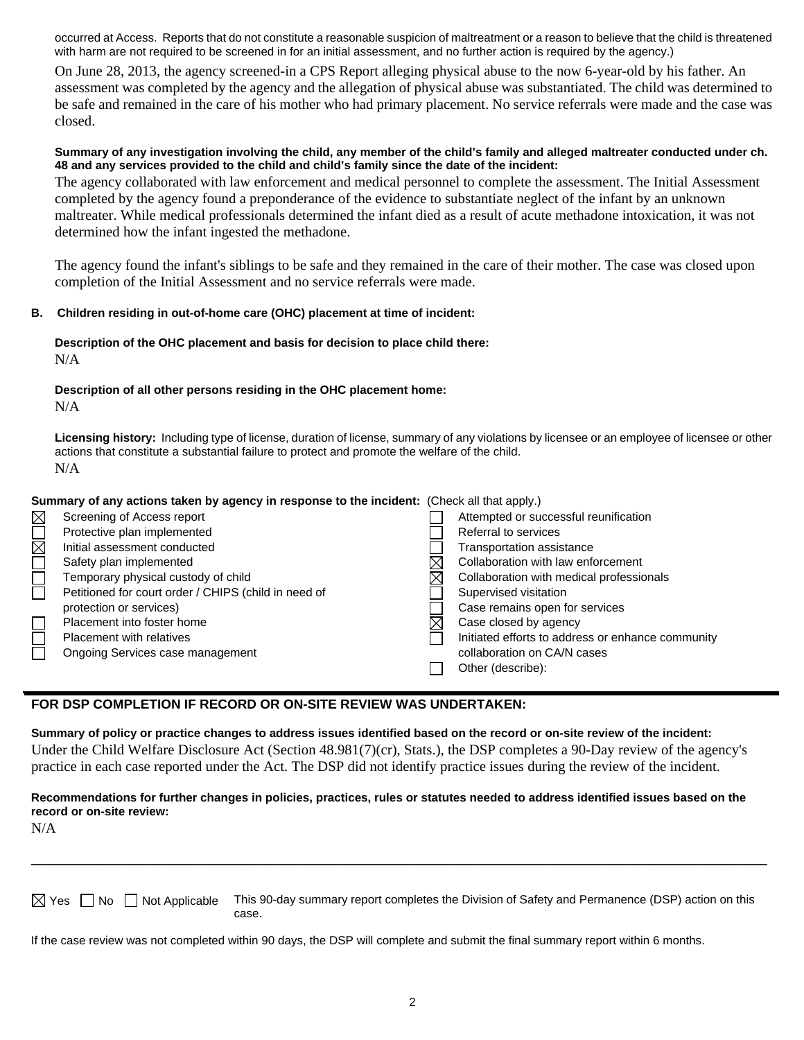occurred at Access. Reports that do not constitute a reasonable suspicion of maltreatment or a reason to believe that the child is threatened with harm are not required to be screened in for an initial assessment, and no further action is required by the agency.)

On June 28, 2013, the agency screened-in a CPS Report alleging physical abuse to the now 6-year-old by his father. An assessment was completed by the agency and the allegation of physical abuse was substantiated. The child was determined to be safe and remained in the care of his mother who had primary placement. No service referrals were made and the case was closed.

**Summary of any investigation involving the child, any member of the child's family and alleged maltreater conducted under ch. 48 and any services provided to the child and child's family since the date of the incident:**

The agency collaborated with law enforcement and medical personnel to complete the assessment. The Initial Assessment completed by the agency found a preponderance of the evidence to substantiate neglect of the infant by an unknown maltreater. While medical professionals determined the infant died as a result of acute methadone intoxication, it was not determined how the infant ingested the methadone.

The agency found the infant's siblings to be safe and they remained in the care of their mother. The case was closed upon completion of the Initial Assessment and no service referrals were made.

**B. Children residing in out-of-home care (OHC) placement at time of incident:**

**Description of the OHC placement and basis for decision to place child there:**
N/A

**Description of all other persons residing in the OHC placement home:**
N/A

**Licensing history:** Including type of license, duration of license, summary of any violations by licensee or an employee of licensee or other actions that constitute a substantial failure to protect and promote the welfare of the child.
N/A

**Summary of any actions taken by agency in response to the incident:** (Check all that apply.)

- ☒ Screening of Access report
- ☐ Protective plan implemented
- ☒ Initial assessment conducted
- ☐ Safety plan implemented
- ☐ Temporary physical custody of child
- ☐ Petitioned for court order / CHIPS (child in need of protection or services)
- ☐ Placement into foster home
- ☐ Placement with relatives
- ☐ Ongoing Services case management
- ☐ Attempted or successful reunification
- ☐ Referral to services
- ☐ Transportation assistance
- ☒ Collaboration with law enforcement
- ☒ Collaboration with medical professionals
- ☐ Supervised visitation
- ☐ Case remains open for services
- ☒ Case closed by agency
- ☐ Initiated efforts to address or enhance community collaboration on CA/N cases
- ☐ Other (describe):

## FOR DSP COMPLETION IF RECORD OR ON-SITE REVIEW WAS UNDERTAKEN:

**Summary of policy or practice changes to address issues identified based on the record or on-site review of the incident:**
Under the Child Welfare Disclosure Act (Section 48.981(7)(cr), Stats.), the DSP completes a 90-Day review of the agency's practice in each case reported under the Act. The DSP did not identify practice issues during the review of the incident.

**Recommendations for further changes in policies, practices, rules or statutes needed to address identified issues based on the record or on-site review:**
N/A

---

☒ Yes ☐ No ☐ Not Applicable This 90-day summary report completes the Division of Safety and Permanence (DSP) action on this case.

If the case review was not completed within 90 days, the DSP will complete and submit the final summary report within 6 months.